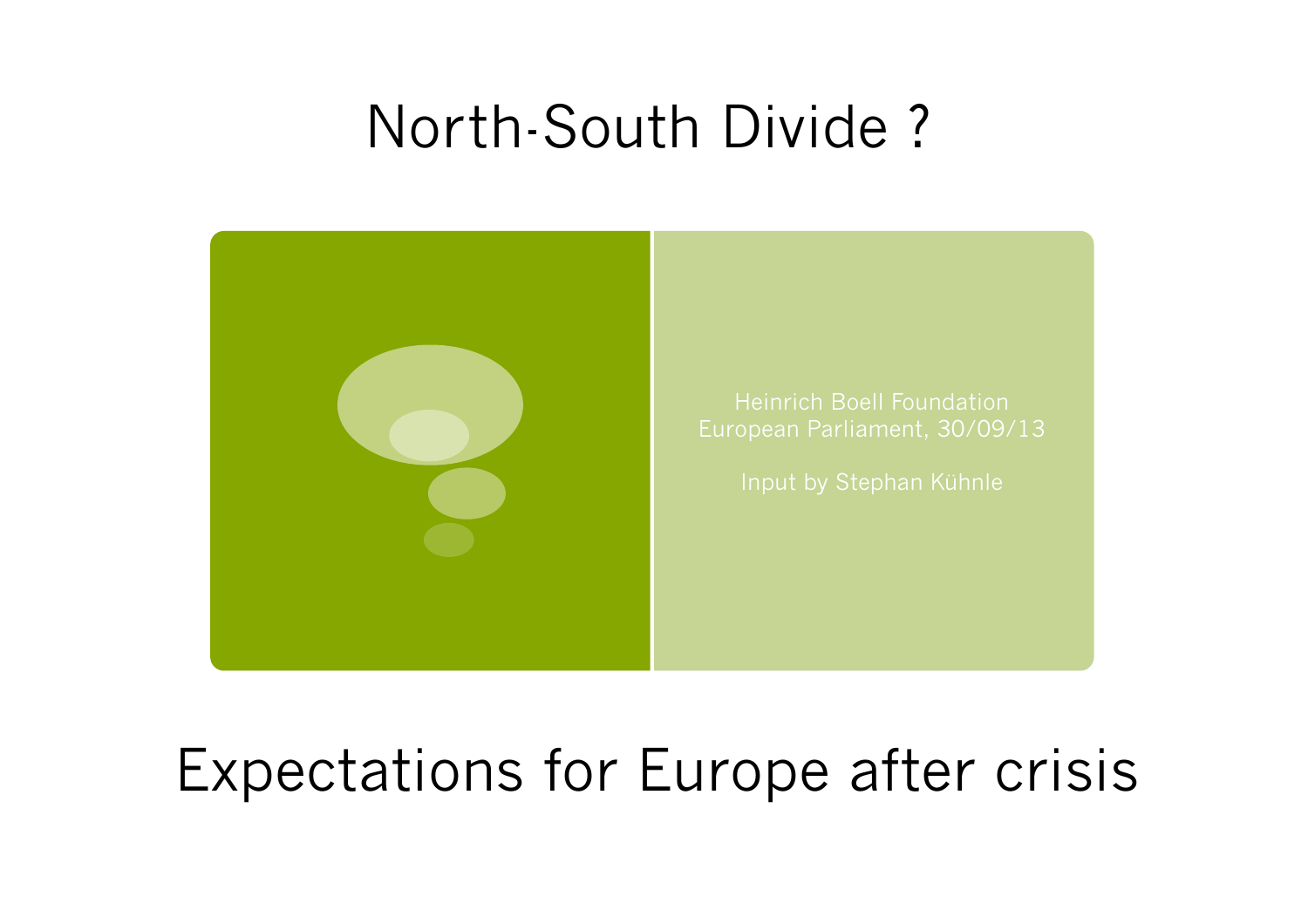# North-South Divide ?

Heinrich Boell Foundation
European Parliament, 30/09/13

Input by Stephan Kühnle

## Expectations for Europe after crisis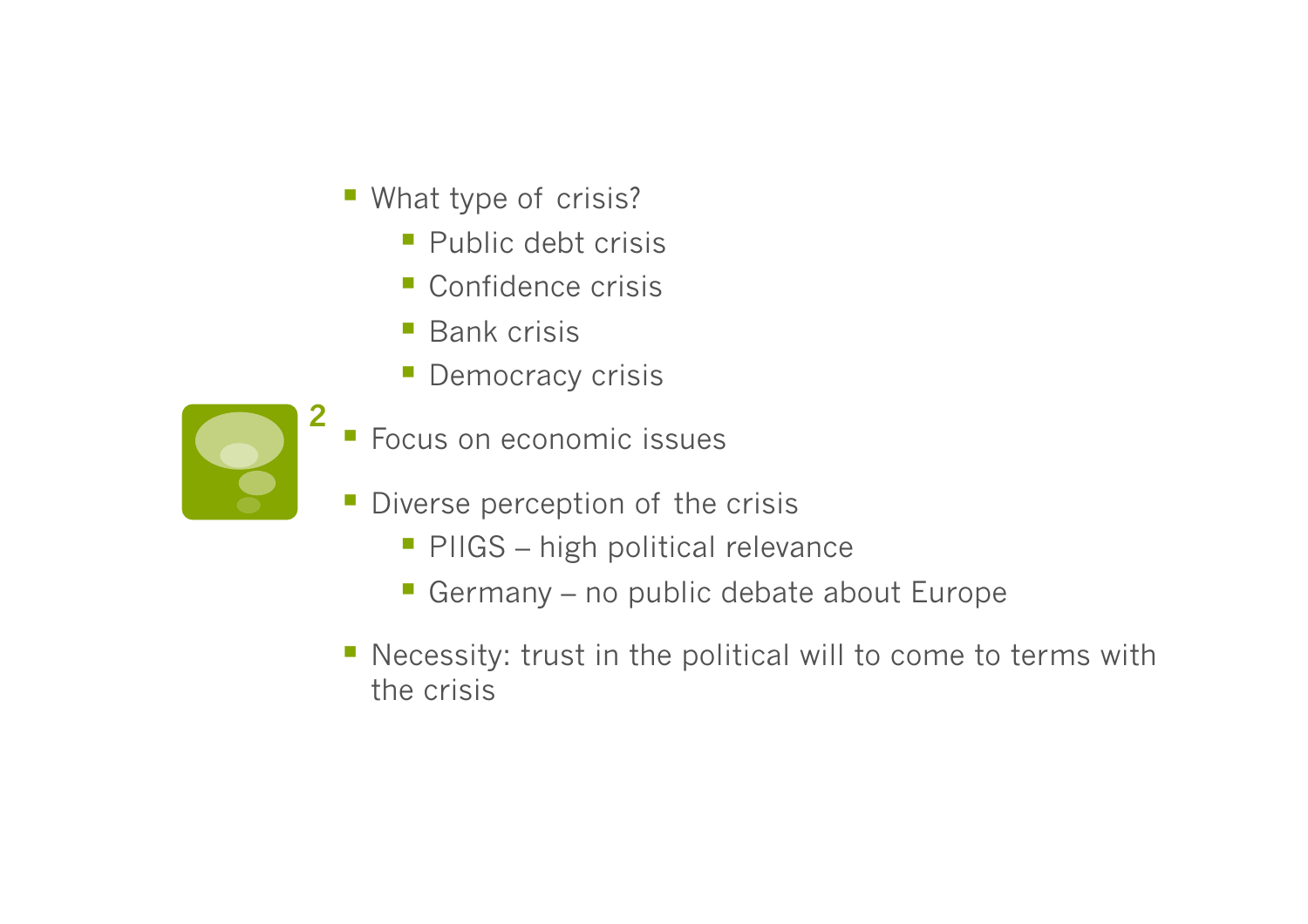- What type of crisis?
  - Public debt crisis
  - Confidence crisis
  - Bank crisis
  - Democracy crisis
- Focus on economic issues
- Diverse perception of the crisis
  - PIIGS – high political relevance
  - Germany – no public debate about Europe
- Necessity: trust in the political will to come to terms with the crisis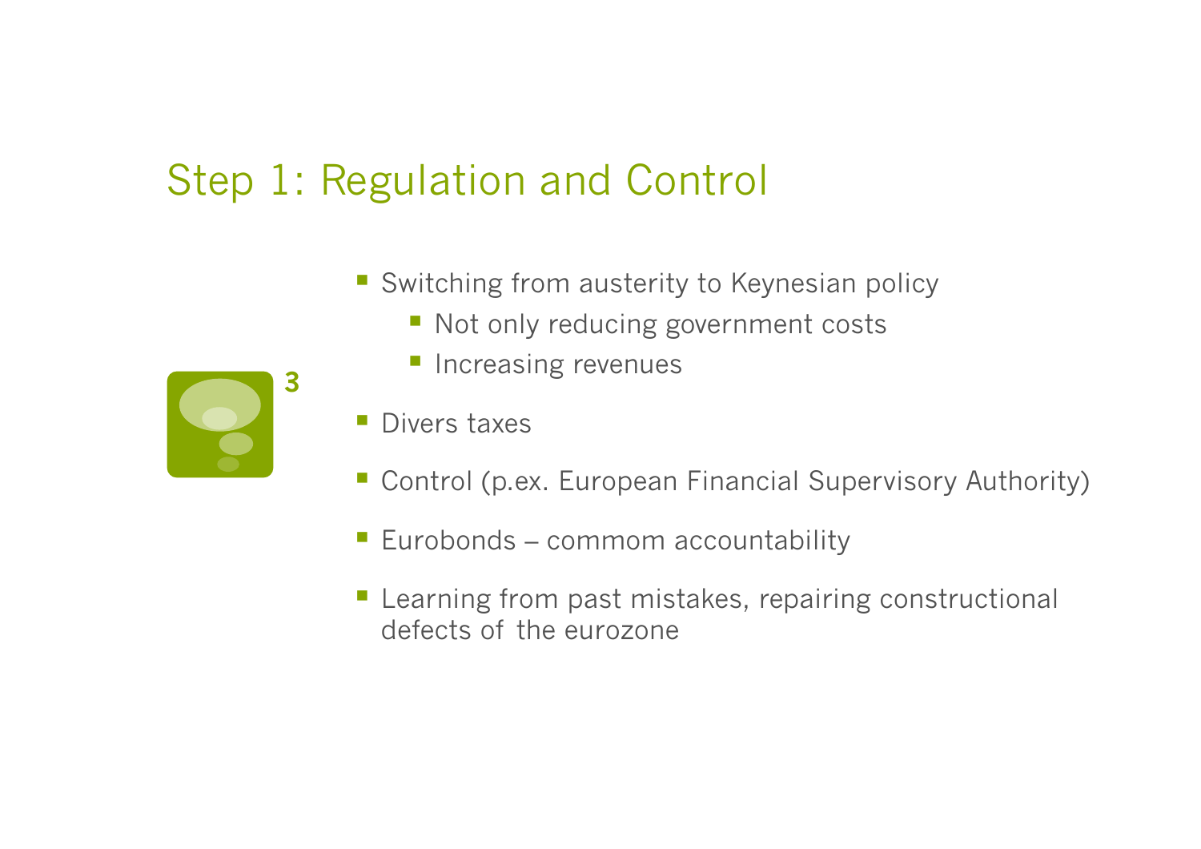# Step 1: Regulation and Control

- Switching from austerity to Keynesian policy
  - Not only reducing government costs
  - Increasing revenues
- Divers taxes
- Control (p.ex. European Financial Supervisory Authority)
- Eurobonds – commom accountability
- Learning from past mistakes, repairing constructional defects of the eurozone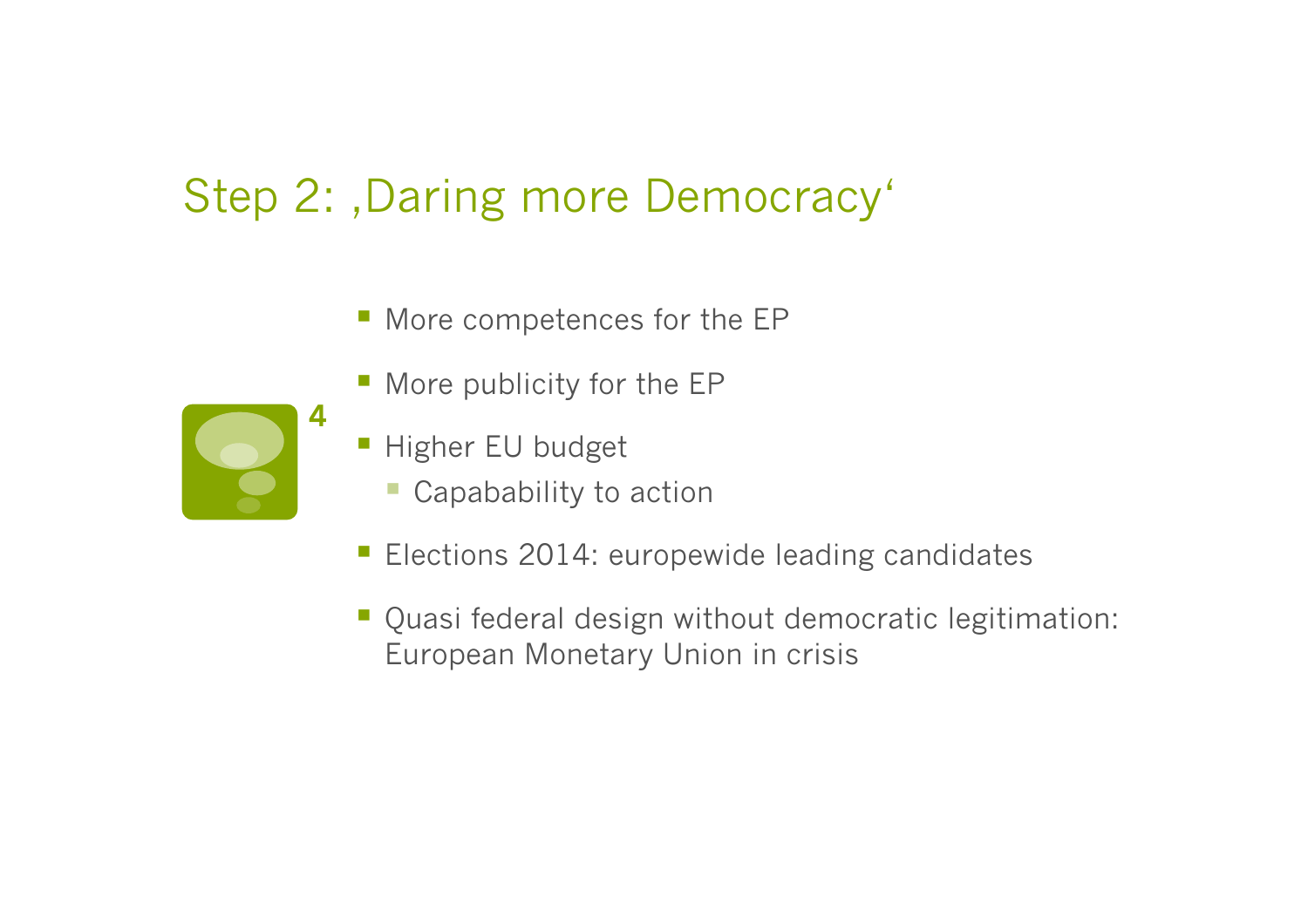## Step 2: ‚Daring more Democracy‘

- More competences for the EP
- More publicity for the EP
- Higher EU budget
  - Capabability to action
- Elections 2014: europewide leading candidates
- Quasi federal design without democratic legitimation: European Monetary Union in crisis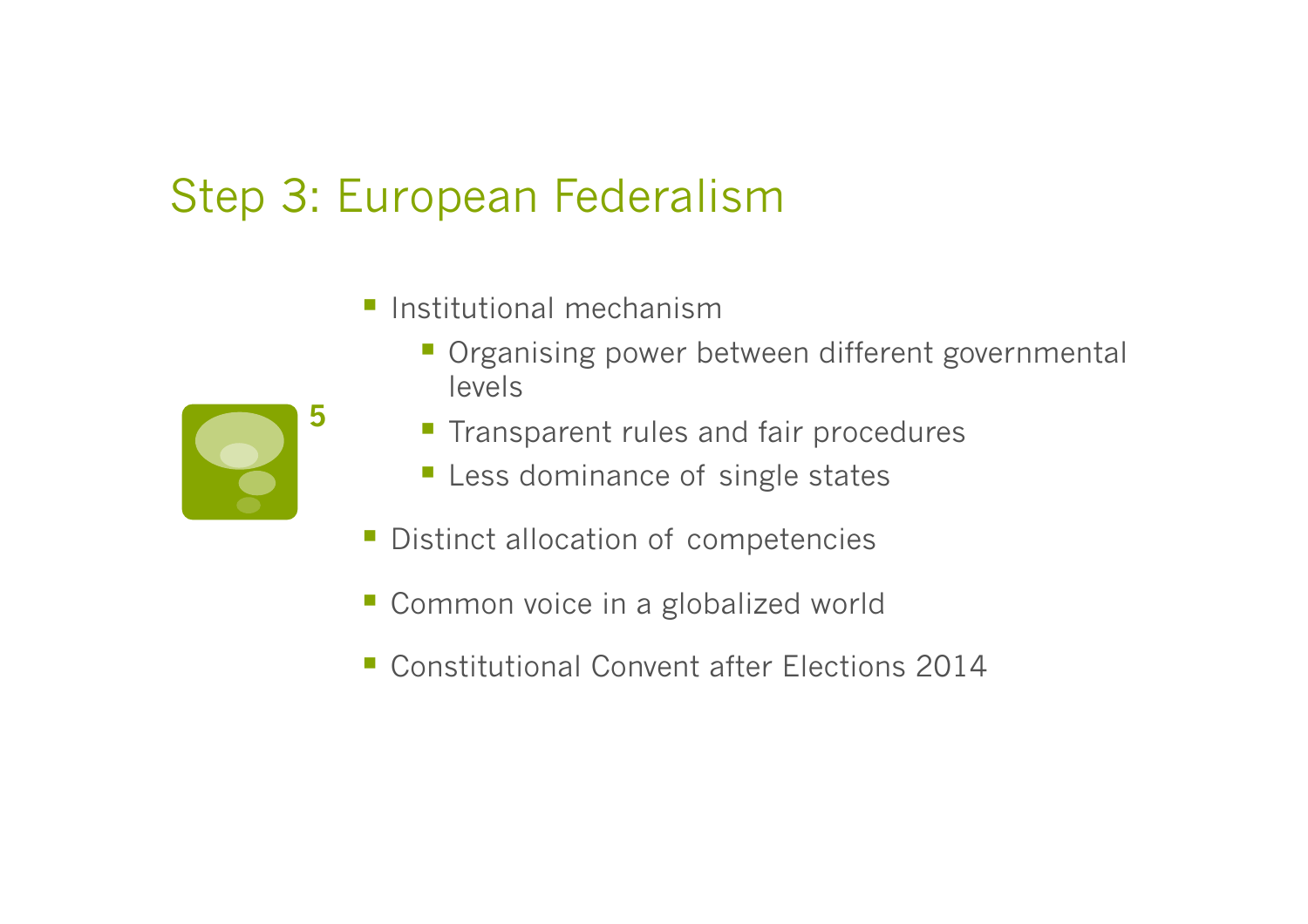## Step 3: European Federalism

- Institutional mechanism
  - Organising power between different governmental levels
  - Transparent rules and fair procedures
  - Less dominance of single states
- Distinct allocation of competencies
- Common voice in a globalized world
- Constitutional Convent after Elections 2014